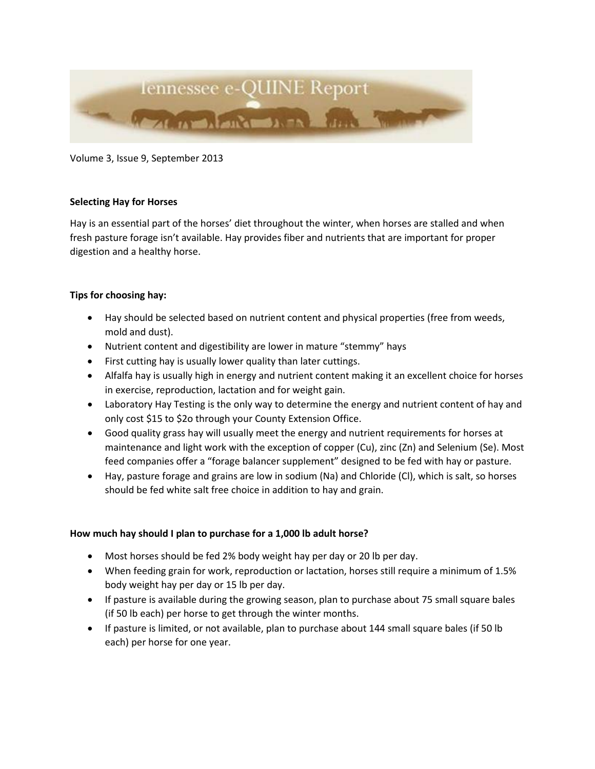Tennessee e-QUINE Report

Volume 3, Issue 9, September 2013

## Selecting Hay for Horses

Hay is an essential part of the horses' diet throughout the winter, when horses are stalled and when fresh pasture forage isn't available. Hay provides fiber and nutrients that are important for proper digestion and a healthy horse.

### Tips for choosing hay:

- Hay should be selected based on nutrient content and physical properties (free from weeds, mold and dust).
- Nutrient content and digestibility are lower in mature "stemmy" hays
- First cutting hay is usually lower quality than later cuttings.
- Alfalfa hay is usually high in energy and nutrient content making it an excellent choice for horses in exercise, reproduction, lactation and for weight gain.
- Laboratory Hay Testing is the only way to determine the energy and nutrient content of hay and only cost $15 to $2o through your County Extension Office.
- Good quality grass hay will usually meet the energy and nutrient requirements for horses at maintenance and light work with the exception of copper (Cu), zinc (Zn) and Selenium (Se). Most feed companies offer a "forage balancer supplement" designed to be fed with hay or pasture.
- Hay, pasture forage and grains are low in sodium (Na) and Chloride (Cl), which is salt, so horses should be fed white salt free choice in addition to hay and grain.

### How much hay should I plan to purchase for a 1,000 lb adult horse?

- Most horses should be fed 2% body weight hay per day or 20 lb per day.
- When feeding grain for work, reproduction or lactation, horses still require a minimum of 1.5% body weight hay per day or 15 lb per day.
- If pasture is available during the growing season, plan to purchase about 75 small square bales (if 50 lb each) per horse to get through the winter months.
- If pasture is limited, or not available, plan to purchase about 144 small square bales (if 50 lb each) per horse for one year.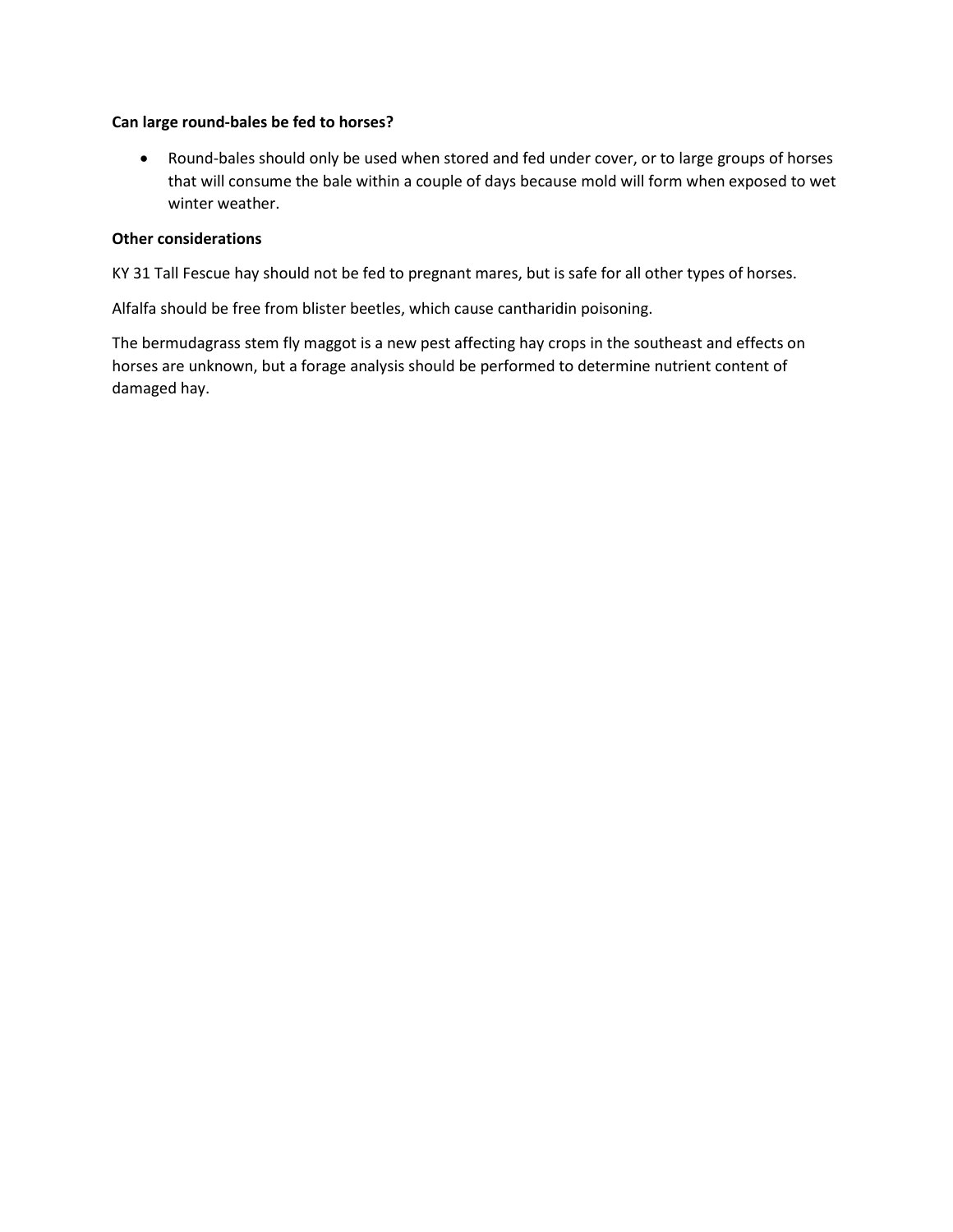**Can large round-bales be fed to horses?**

- Round-bales should only be used when stored and fed under cover, or to large groups of horses that will consume the bale within a couple of days because mold will form when exposed to wet winter weather.

**Other considerations**

KY 31 Tall Fescue hay should not be fed to pregnant mares, but is safe for all other types of horses.

Alfalfa should be free from blister beetles, which cause cantharidin poisoning.

The bermudagrass stem fly maggot is a new pest affecting hay crops in the southeast and effects on horses are unknown, but a forage analysis should be performed to determine nutrient content of damaged hay.